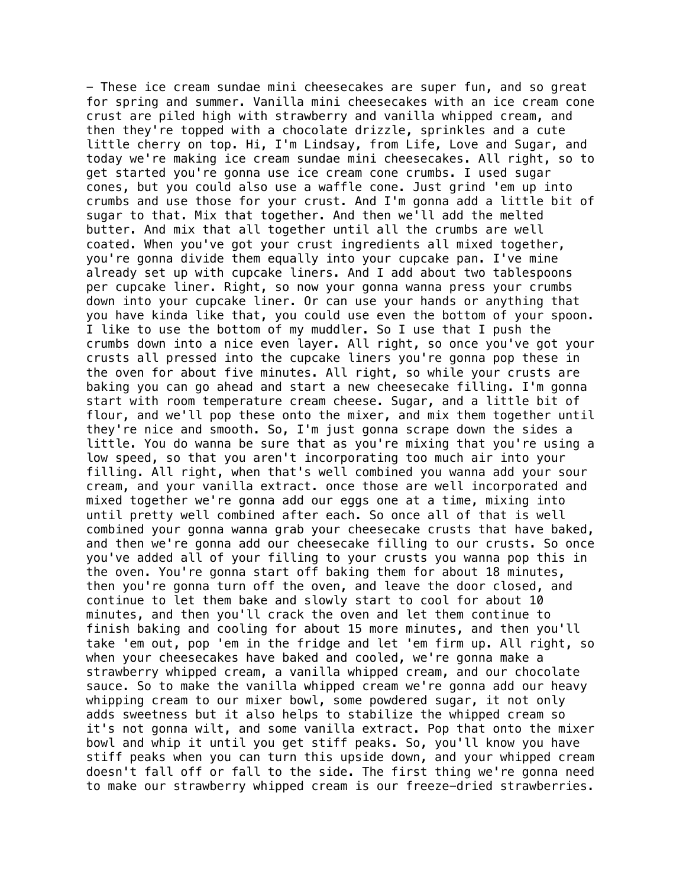– These ice cream sundae mini cheesecakes are super fun, and so great for spring and summer. Vanilla mini cheesecakes with an ice cream cone crust are piled high with strawberry and vanilla whipped cream, and then they're topped with a chocolate drizzle, sprinkles and a cute little cherry on top. Hi, I'm Lindsay, from Life, Love and Sugar, and today we're making ice cream sundae mini cheesecakes. All right, so to get started you're gonna use ice cream cone crumbs. I used sugar cones, but you could also use a waffle cone. Just grind 'em up into crumbs and use those for your crust. And I'm gonna add a little bit of sugar to that. Mix that together. And then we'll add the melted butter. And mix that all together until all the crumbs are well coated. When you've got your crust ingredients all mixed together, you're gonna divide them equally into your cupcake pan. I've mine already set up with cupcake liners. And I add about two tablespoons per cupcake liner. Right, so now your gonna wanna press your crumbs down into your cupcake liner. Or can use your hands or anything that you have kinda like that, you could use even the bottom of your spoon. I like to use the bottom of my muddler. So I use that I push the crumbs down into a nice even layer. All right, so once you've got your crusts all pressed into the cupcake liners you're gonna pop these in the oven for about five minutes. All right, so while your crusts are baking you can go ahead and start a new cheesecake filling. I'm gonna start with room temperature cream cheese. Sugar, and a little bit of flour, and we'll pop these onto the mixer, and mix them together until they're nice and smooth. So, I'm just gonna scrape down the sides a little. You do wanna be sure that as you're mixing that you're using a low speed, so that you aren't incorporating too much air into your filling. All right, when that's well combined you wanna add your sour cream, and your vanilla extract. once those are well incorporated and mixed together we're gonna add our eggs one at a time, mixing into until pretty well combined after each. So once all of that is well combined your gonna wanna grab your cheesecake crusts that have baked, and then we're gonna add our cheesecake filling to our crusts. So once you've added all of your filling to your crusts you wanna pop this in the oven. You're gonna start off baking them for about 18 minutes, then you're gonna turn off the oven, and leave the door closed, and continue to let them bake and slowly start to cool for about 10 minutes, and then you'll crack the oven and let them continue to finish baking and cooling for about 15 more minutes, and then you'll take 'em out, pop 'em in the fridge and let 'em firm up. All right, so when your cheesecakes have baked and cooled, we're gonna make a strawberry whipped cream, a vanilla whipped cream, and our chocolate sauce. So to make the vanilla whipped cream we're gonna add our heavy whipping cream to our mixer bowl, some powdered sugar, it not only adds sweetness but it also helps to stabilize the whipped cream so it's not gonna wilt, and some vanilla extract. Pop that onto the mixer bowl and whip it until you get stiff peaks. So, you'll know you have stiff peaks when you can turn this upside down, and your whipped cream doesn't fall off or fall to the side. The first thing we're gonna need to make our strawberry whipped cream is our freeze-dried strawberries.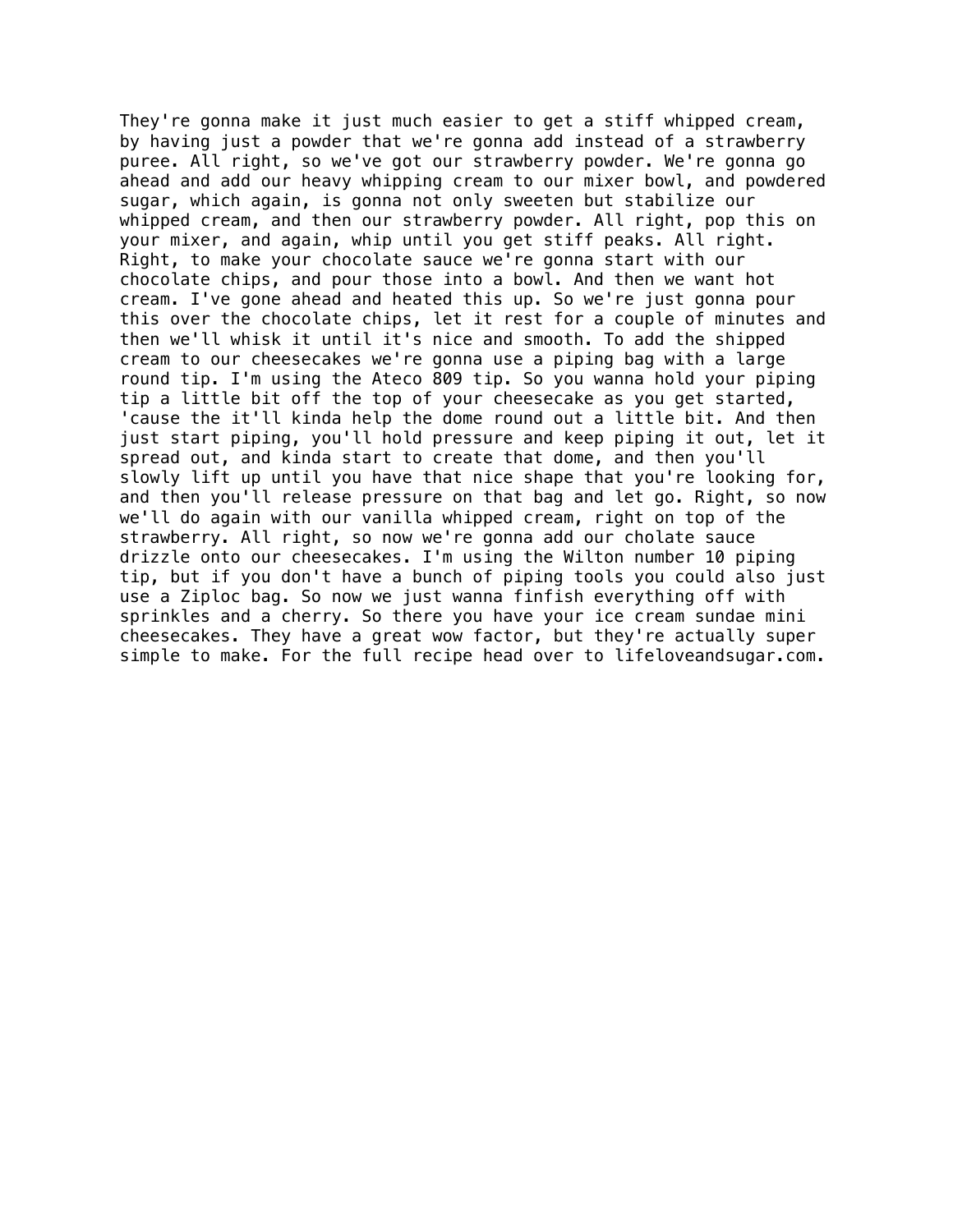They're gonna make it just much easier to get a stiff whipped cream, by having just a powder that we're gonna add instead of a strawberry puree. All right, so we've got our strawberry powder. We're gonna go ahead and add our heavy whipping cream to our mixer bowl, and powdered sugar, which again, is gonna not only sweeten but stabilize our whipped cream, and then our strawberry powder. All right, pop this on your mixer, and again, whip until you get stiff peaks. All right. Right, to make your chocolate sauce we're gonna start with our chocolate chips, and pour those into a bowl. And then we want hot cream. I've gone ahead and heated this up. So we're just gonna pour this over the chocolate chips, let it rest for a couple of minutes and then we'll whisk it until it's nice and smooth. To add the shipped cream to our cheesecakes we're gonna use a piping bag with a large round tip. I'm using the Ateco 809 tip. So you wanna hold your piping tip a little bit off the top of your cheesecake as you get started, 'cause the it'll kinda help the dome round out a little bit. And then just start piping, you'll hold pressure and keep piping it out, let it spread out, and kinda start to create that dome, and then you'll slowly lift up until you have that nice shape that you're looking for, and then you'll release pressure on that bag and let go. Right, so now we'll do again with our vanilla whipped cream, right on top of the strawberry. All right, so now we're gonna add our cholate sauce drizzle onto our cheesecakes. I'm using the Wilton number 10 piping tip, but if you don't have a bunch of piping tools you could also just use a Ziploc bag. So now we just wanna finfish everything off with sprinkles and a cherry. So there you have your ice cream sundae mini cheesecakes. They have a great wow factor, but they're actually super simple to make. For the full recipe head over to lifeloveandsugar.com.